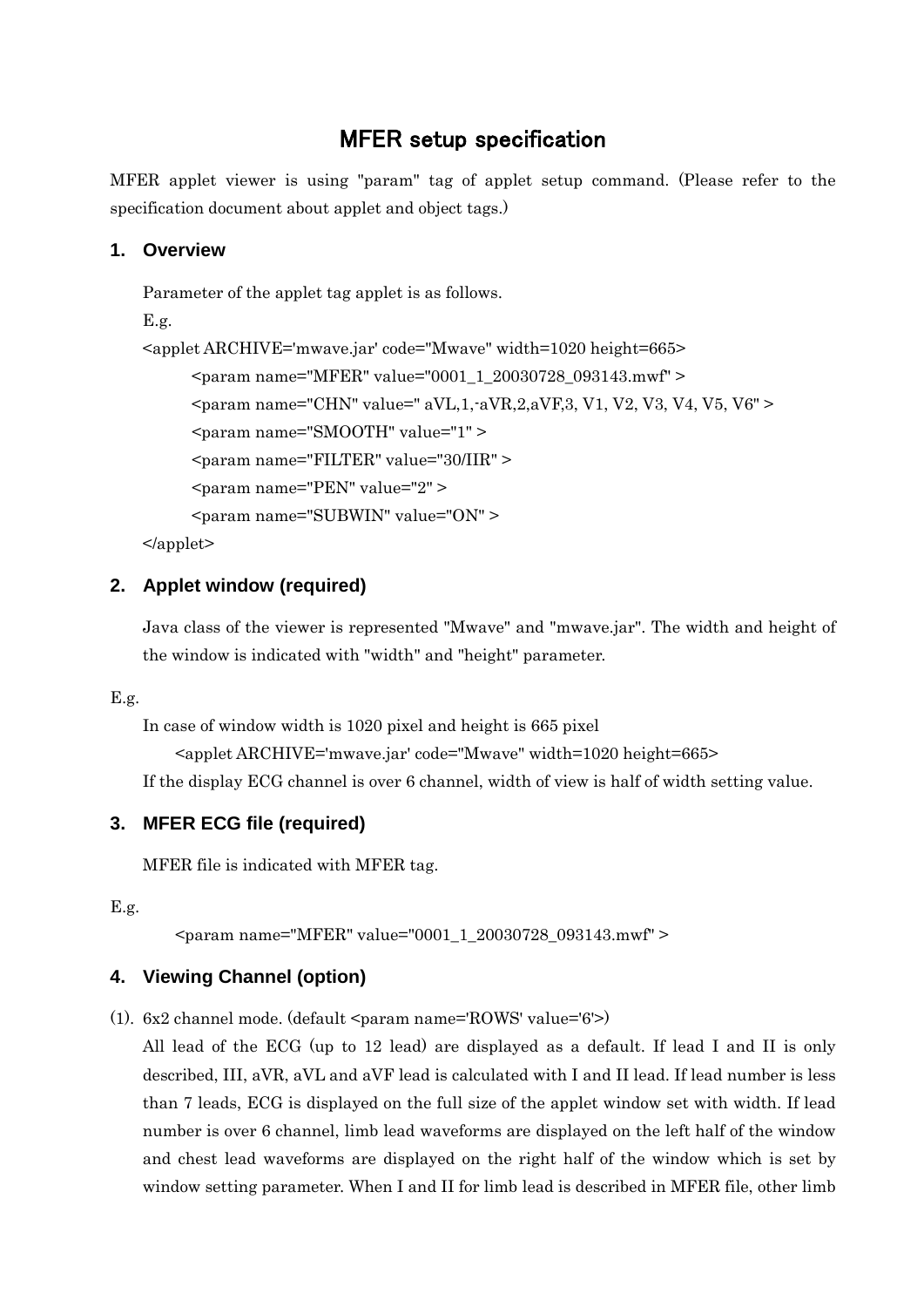# MFER setup specification

MFER applet viewer is using "param" tag of applet setup command. (Please refer to the specification document about applet and object tags.)

## 1. Overview

Parameter of the applet tag applet is as follows.

E.g.

```
<applet ARCHIVE='mwave.jar' code="Mwave" width=1020 height=665>
    <param name="MFER" value="0001_1_20030728_093143.mwf" >
    <param name="CHN" value=" aVL,1,-aVR,2,aVF,3, V1, V2, V3, V4, V5, V6" >
    <param name="SMOOTH" value="1" >
    <param name="FILTER" value="30/IIR" >
    <param name="PEN" value="2" >
    <param name="SUBWIN" value="ON" >
</applet>
```

## 2. Applet window (required)

Java class of the viewer is represented "Mwave" and "mwave.jar". The width and height of the window is indicated with "width" and "height" parameter.

E.g.

In case of window width is 1020 pixel and height is 665 pixel

```
<applet ARCHIVE='mwave.jar' code="Mwave" width=1020 height=665>
```

If the display ECG channel is over 6 channel, width of view is half of width setting value.

## 3. MFER ECG file (required)

MFER file is indicated with MFER tag.

E.g.

```
<param name="MFER" value="0001_1_20030728_093143.mwf" >
```

## 4. Viewing Channel (option)

(1). 6x2 channel mode. (default <param name='ROWS' value='6'>)

All lead of the ECG (up to 12 lead) are displayed as a default. If lead I and II is only described, III, aVR, aVL and aVF lead is calculated with I and II lead. If lead number is less than 7 leads, ECG is displayed on the full size of the applet window set with width. If lead number is over 6 channel, limb lead waveforms are displayed on the left half of the window and chest lead waveforms are displayed on the right half of the window which is set by window setting parameter. When I and II for limb lead is described in MFER file, other limb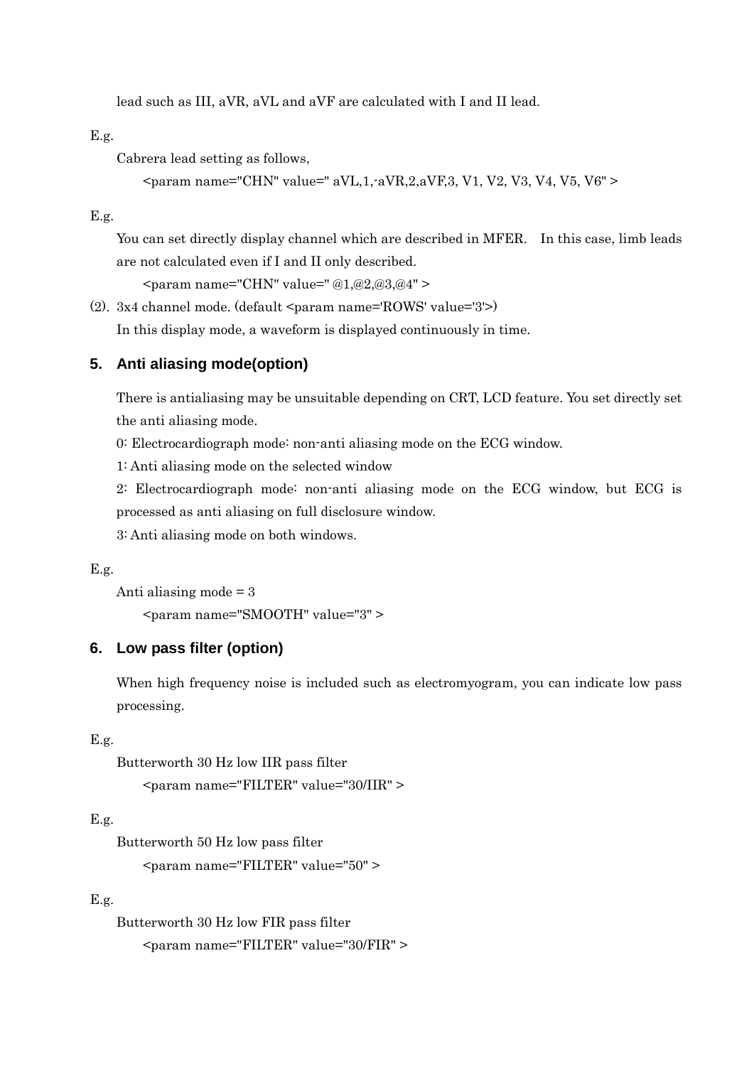lead such as III, aVR, aVL and aVF are calculated with I and II lead.

E.g.

Cabrera lead setting as follows,

```
<param name="CHN" value=" aVL,1,-aVR,2,aVF,3, V1, V2, V3, V4, V5, V6" >
```

E.g.

You can set directly display channel which are described in MFER. In this case, limb leads are not calculated even if I and II only described.

```
<param name="CHN" value=" @1,@2,@3,@4" >
```

(2). 3x4 channel mode. (default <param name='ROWS' value='3'>)

In this display mode, a waveform is displayed continuously in time.

## 5. Anti aliasing mode(option)

There is antialiasing may be unsuitable depending on CRT, LCD feature. You set directly set the anti aliasing mode.

0: Electrocardiograph mode: non-anti aliasing mode on the ECG window.

1: Anti aliasing mode on the selected window

2: Electrocardiograph mode: non-anti aliasing mode on the ECG window, but ECG is processed as anti aliasing on full disclosure window.

3: Anti aliasing mode on both windows.

E.g.

Anti aliasing mode = 3

```
<param name="SMOOTH" value="3" >
```

## 6. Low pass filter (option)

When high frequency noise is included such as electromyogram, you can indicate low pass processing.

E.g.

Butterworth 30 Hz low IIR pass filter

```
<param name="FILTER" value="30/IIR" >
```

E.g.

Butterworth 50 Hz low pass filter

```
<param name="FILTER" value="50" >
```

E.g.

Butterworth 30 Hz low FIR pass filter

```
<param name="FILTER" value="30/FIR" >
```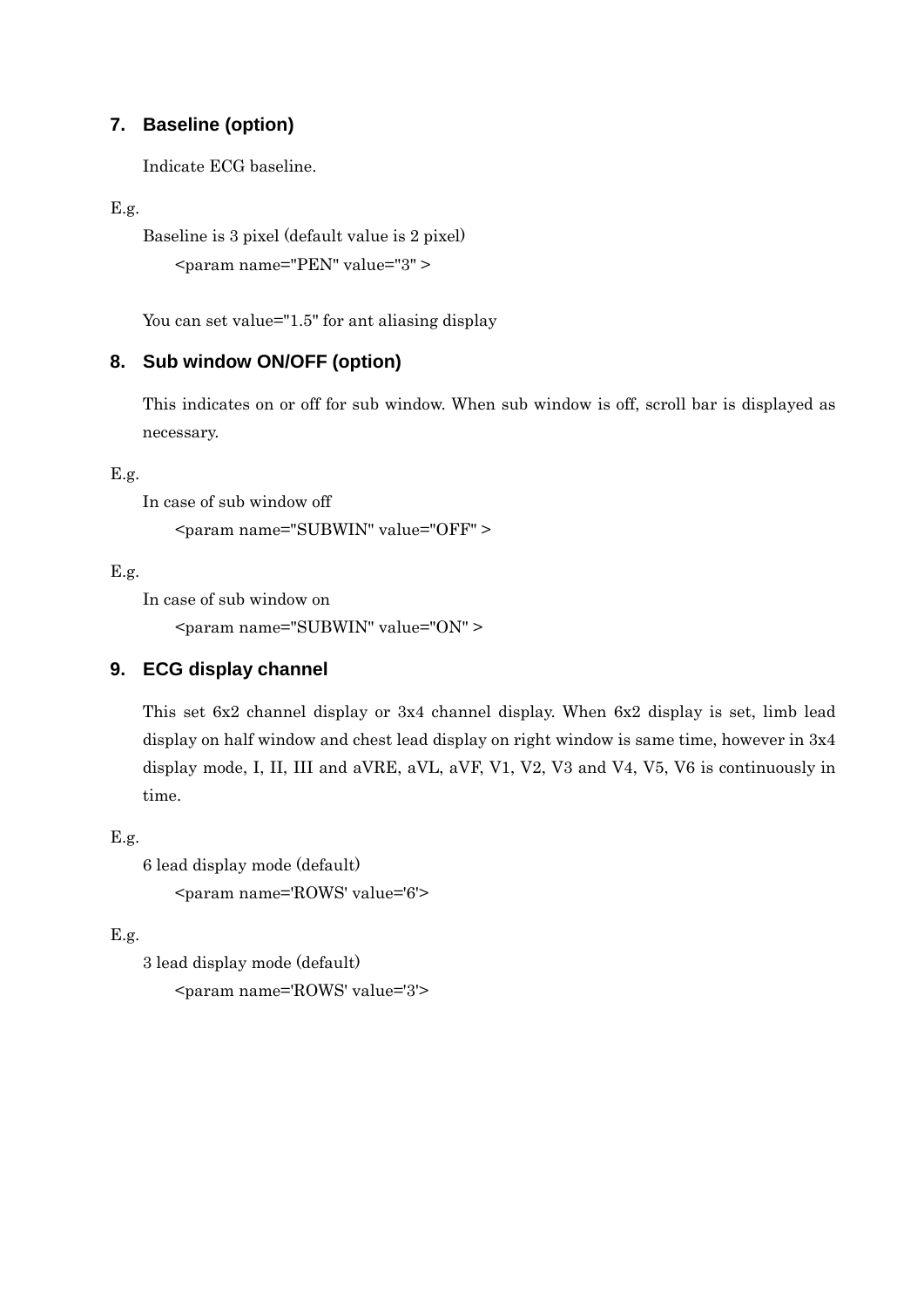## 7. Baseline (option)

Indicate ECG baseline.

E.g.

Baseline is 3 pixel (default value is 2 pixel)

```
<param name="PEN" value="3" >
```

You can set value="1.5" for ant aliasing display

## 8. Sub window ON/OFF (option)

This indicates on or off for sub window. When sub window is off, scroll bar is displayed as necessary.

E.g.

In case of sub window off

```
<param name="SUBWIN" value="OFF" >
```

E.g.

In case of sub window on

```
<param name="SUBWIN" value="ON" >
```

## 9. ECG display channel

This set 6x2 channel display or 3x4 channel display. When 6x2 display is set, limb lead display on half window and chest lead display on right window is same time, however in 3x4 display mode, I, II, III and aVRE, aVL, aVF, V1, V2, V3 and V4, V5, V6 is continuously in time.

E.g.

6 lead display mode (default)

```
<param name='ROWS' value='6'>
```

E.g.

3 lead display mode (default)

```
<param name='ROWS' value='3'>
```